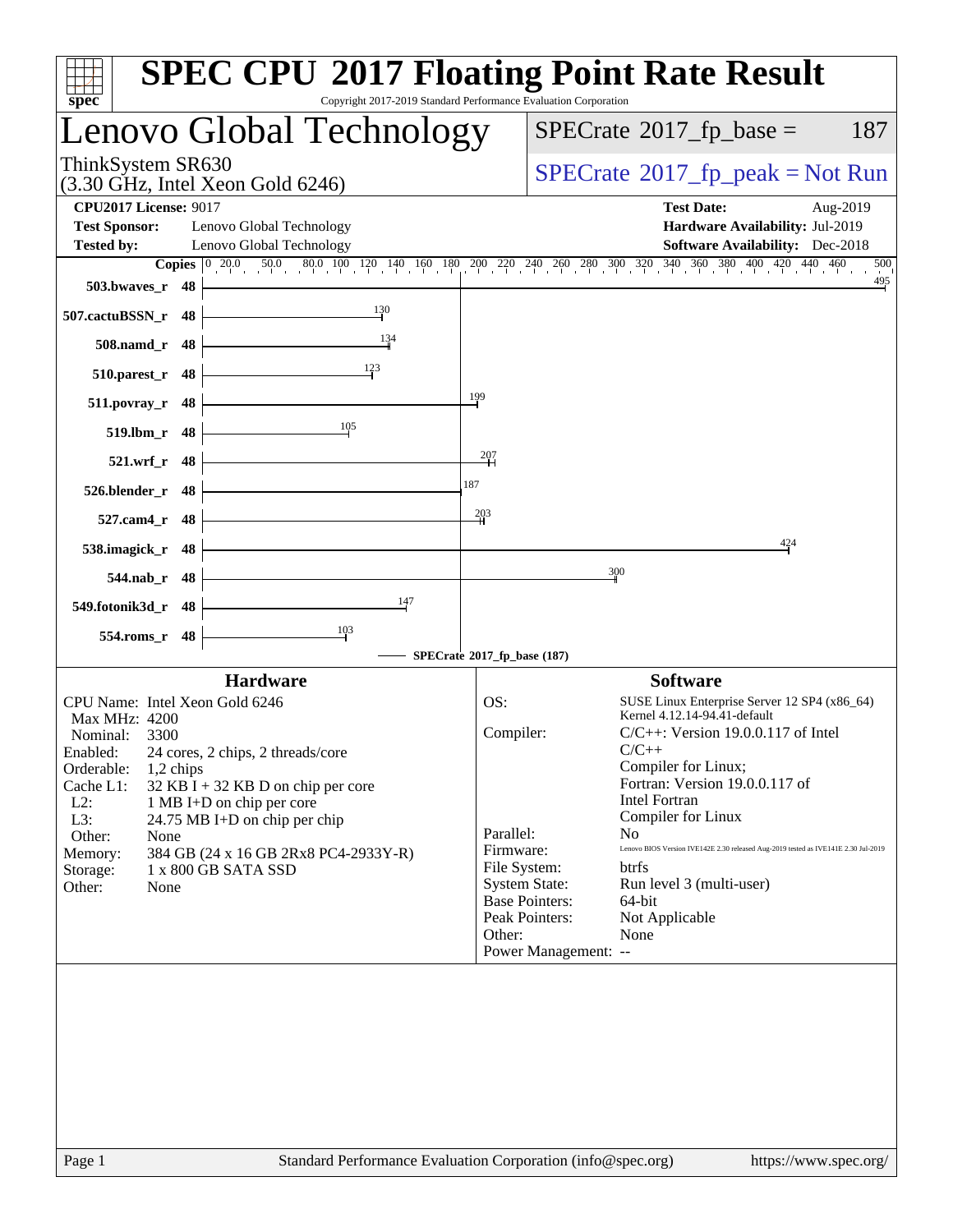# SPEC CPU 2017 Floating Point Rate Result

Copyright 2017-2019 Standard Performance Evaluation Corporation

## Lenovo Global Technology

ThinkSystem SR630
(3.30 GHz, Intel Xeon Gold 6246)

SPECrate 2017_fp_base = 187

SPECrate 2017_fp_peak = Not Run

**CPU2017 License:** 9017
**Test Sponsor:** Lenovo Global Technology
**Tested by:** Lenovo Global Technology
**Test Date:** Aug-2019
**Hardware Availability:** Jul-2019
**Software Availability:** Dec-2018

Copies 0 20.0 50.0 80.0 100 120 140 160 180 200 220 240 260 280 300 320 340 360 380 400 420 440 460 500

503.bwaves_r 48 495
507.cactuBSSN_r 48 130
508.namd_r 48 134
510.parest_r 48 123
511.povray_r 48 199
519.lbm_r 48 105
521.wrf_r 48 207
526.blender_r 48 187
527.cam4_r 48 203
538.imagick_r 48 424
544.nab_r 48 300
549.fotonik3d_r 48 147
554.roms_r 48 103

SPECrate 2017_fp_base (187)

### Hardware

CPU Name: Intel Xeon Gold 6246
Max MHz: 4200
Nominal: 3300
Enabled: 24 cores, 2 chips, 2 threads/core
Orderable: 1,2 chips
Cache L1: 32 KB I + 32 KB D on chip per core
L2: 1 MB I+D on chip per core
L3: 24.75 MB I+D on chip per chip
Other: None
Memory: 384 GB (24 x 16 GB 2Rx8 PC4-2933Y-R)
Storage: 1 x 800 GB SATA SSD
Other: None

### Software

OS: SUSE Linux Enterprise Server 12 SP4 (x86_64) Kernel 4.12.14-94.41-default
Compiler: C/C++: Version 19.0.0.117 of Intel C/C++ Compiler for Linux; Fortran: Version 19.0.0.117 of Intel Fortran Compiler for Linux
Parallel: No
Firmware: Lenovo BIOS Version IVE142E 2.30 released Aug-2019 tested as IVE141E 2.30 Jul-2019
File System: btrfs
System State: Run level 3 (multi-user)
Base Pointers: 64-bit
Peak Pointers: Not Applicable
Other: None
Power Management: --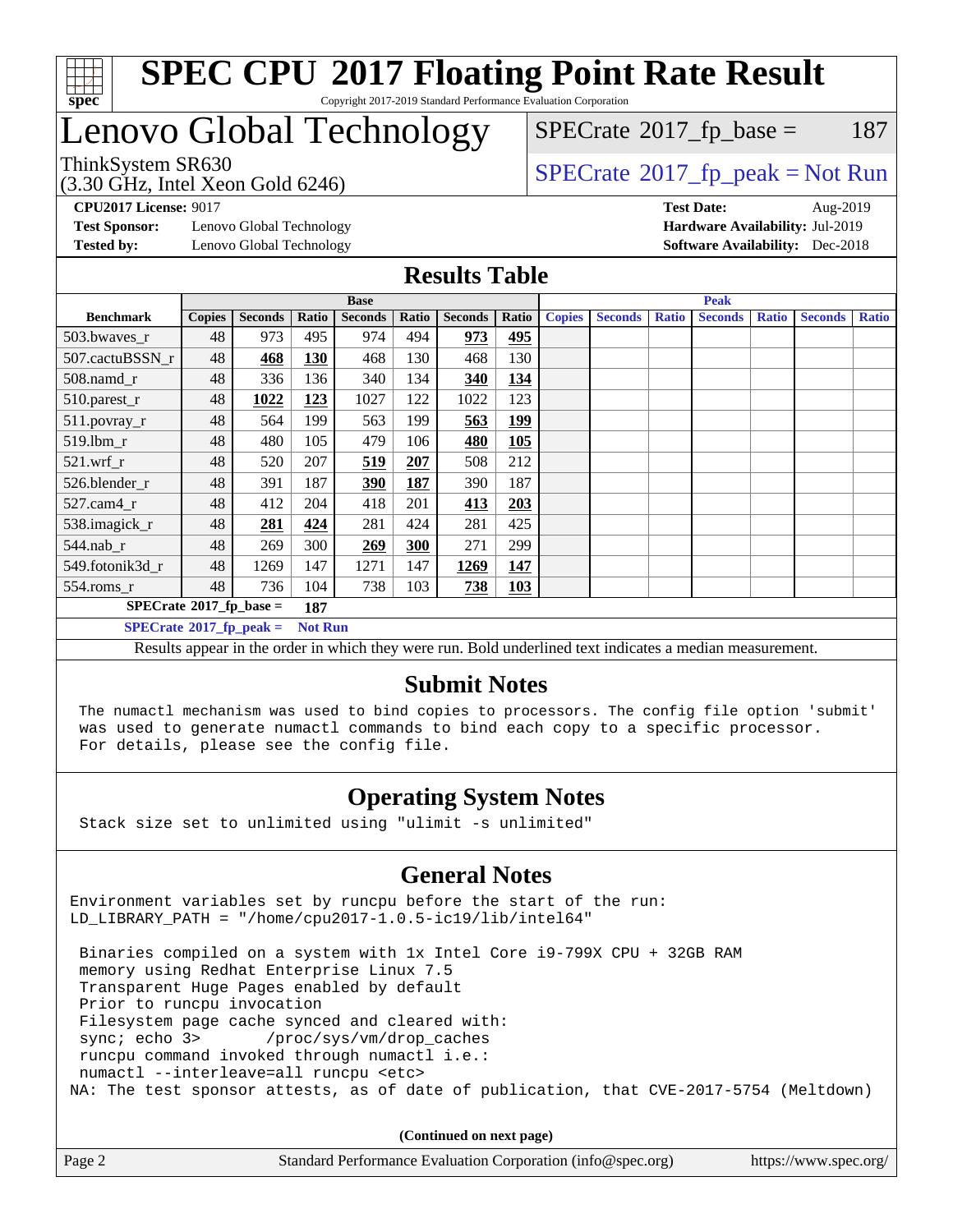# SPEC CPU 2017 Floating Point Rate Result

Copyright 2017-2019 Standard Performance Evaluation Corporation

# Lenovo Global Technology

ThinkSystem SR630
(3.30 GHz, Intel Xeon Gold 6246)

SPECrate 2017_fp_base = 187

SPECrate 2017_fp_peak = Not Run

**CPU2017 License:** 9017
**Test Sponsor:** Lenovo Global Technology
**Tested by:** Lenovo Global Technology

**Test Date:** Aug-2019
**Hardware Availability:** Jul-2019
**Software Availability:** Dec-2018

## Results Table

| | Base | | | | | | | Peak | | | | | | |
|---|---|---|---|---|---|---|---|---|---|---|---|---|---|---|
| **Benchmark** | **Copies** | **Seconds** | **Ratio** | **Seconds** | **Ratio** | **Seconds** | **Ratio** | **Copies** | **Seconds** | **Ratio** | **Seconds** | **Ratio** | **Seconds** | **Ratio** |
| 503.bwaves_r | 48 | 973 | 495 | 974 | 494 | **973** | **495** | | | | | | | |
| 507.cactuBSSN_r | 48 | **468** | **130** | 468 | 130 | 468 | 130 | | | | | | | |
| 508.namd_r | 48 | 336 | 136 | 340 | 134 | **340** | **134** | | | | | | | |
| 510.parest_r | 48 | **1022** | **123** | 1027 | 122 | 1022 | 123 | | | | | | | |
| 511.povray_r | 48 | 564 | 199 | 563 | 199 | **563** | **199** | | | | | | | |
| 519.lbm_r | 48 | 480 | 105 | 479 | 106 | **480** | **105** | | | | | | | |
| 521.wrf_r | 48 | 520 | 207 | **519** | **207** | 508 | 212 | | | | | | | |
| 526.blender_r | 48 | 391 | 187 | **390** | **187** | 390 | 187 | | | | | | | |
| 527.cam4_r | 48 | 412 | 204 | 418 | 201 | **413** | **203** | | | | | | | |
| 538.imagick_r | 48 | **281** | **424** | 281 | 424 | 281 | 425 | | | | | | | |
| 544.nab_r | 48 | 269 | 300 | **269** | **300** | 271 | 299 | | | | | | | |
| 549.fotonik3d_r | 48 | 1269 | 147 | 1271 | 147 | **1269** | **147** | | | | | | | |
| 554.roms_r | 48 | 736 | 104 | 738 | 103 | **738** | **103** | | | | | | | |

**SPECrate 2017_fp_base = 187**

**SPECrate 2017_fp_peak = Not Run**

Results appear in the order in which they were run. Bold underlined text indicates a median measurement.

## Submit Notes

```
The numactl mechanism was used to bind copies to processors. The config file option 'submit'
was used to generate numactl commands to bind each copy to a specific processor.
For details, please see the config file.
```

## Operating System Notes

```
Stack size set to unlimited using "ulimit -s unlimited"
```

## General Notes

```
Environment variables set by runcpu before the start of the run:
LD_LIBRARY_PATH = "/home/cpu2017-1.0.5-ic19/lib/intel64"

 Binaries compiled on a system with 1x Intel Core i9-799X CPU + 32GB RAM
 memory using Redhat Enterprise Linux 7.5
 Transparent Huge Pages enabled by default
 Prior to runcpu invocation
 Filesystem page cache synced and cleared with:
 sync; echo 3>       /proc/sys/vm/drop_caches
 runcpu command invoked through numactl i.e.:
 numactl --interleave=all runcpu <etc>
NA: The test sponsor attests, as of date of publication, that CVE-2017-5754 (Meltdown)
```

**(Continued on next page)**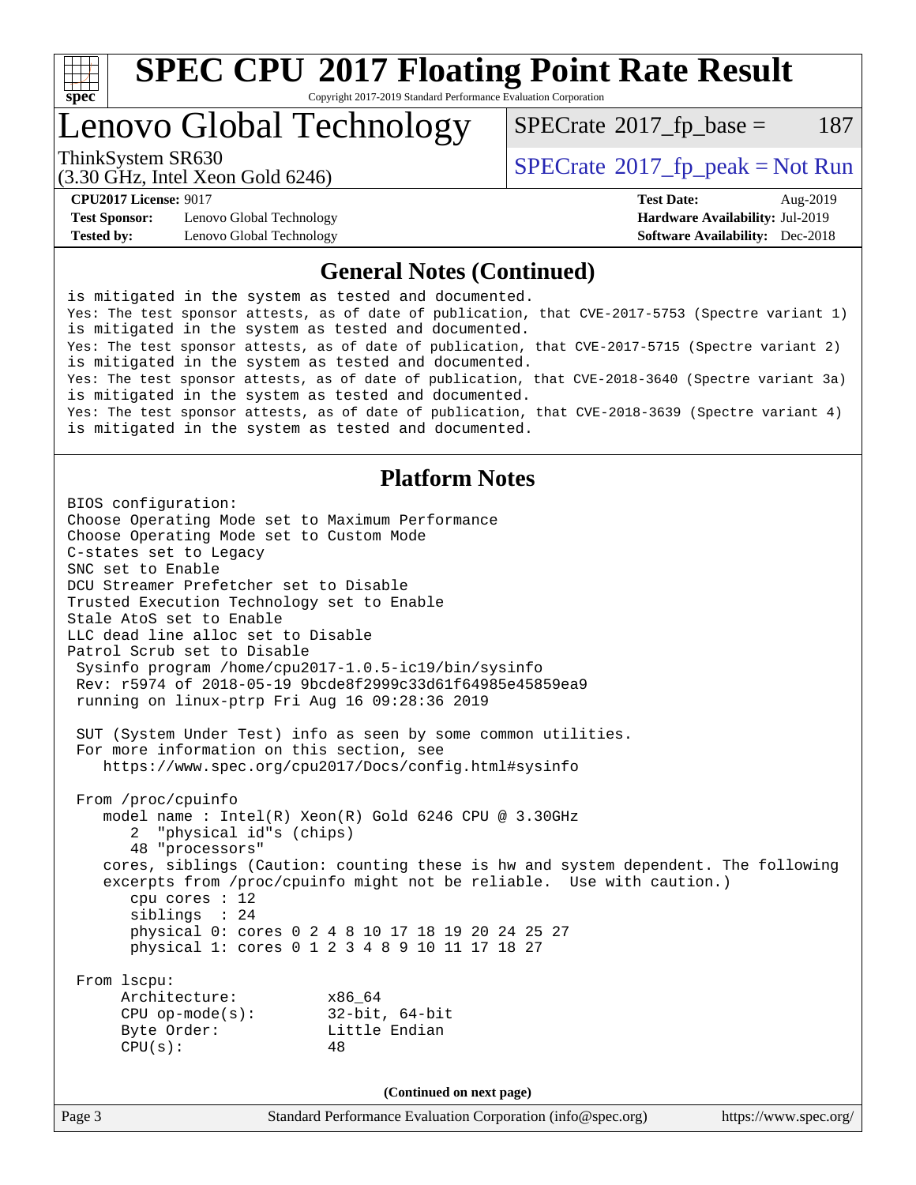# SPEC CPU 2017 Floating Point Rate Result

Copyright 2017-2019 Standard Performance Evaluation Corporation

## Lenovo Global Technology

ThinkSystem SR630
(3.30 GHz, Intel Xeon Gold 6246)

SPECrate 2017_fp_base = 187

SPECrate 2017_fp_peak = Not Run

**CPU2017 License:** 9017
**Test Sponsor:** Lenovo Global Technology
**Tested by:** Lenovo Global Technology

**Test Date:** Aug-2019
**Hardware Availability:** Jul-2019
**Software Availability:** Dec-2018

### General Notes (Continued)

```
is mitigated in the system as tested and documented.
Yes: The test sponsor attests, as of date of publication, that CVE-2017-5753 (Spectre variant 1)
is mitigated in the system as tested and documented.
Yes: The test sponsor attests, as of date of publication, that CVE-2017-5715 (Spectre variant 2)
is mitigated in the system as tested and documented.
Yes: The test sponsor attests, as of date of publication, that CVE-2018-3640 (Spectre variant 3a)
is mitigated in the system as tested and documented.
Yes: The test sponsor attests, as of date of publication, that CVE-2018-3639 (Spectre variant 4)
is mitigated in the system as tested and documented.
```

### Platform Notes

```
BIOS configuration:
Choose Operating Mode set to Maximum Performance
Choose Operating Mode set to Custom Mode
C-states set to Legacy
SNC set to Enable
DCU Streamer Prefetcher set to Disable
Trusted Execution Technology set to Enable
Stale AtoS set to Enable
LLC dead line alloc set to Disable
Patrol Scrub set to Disable
 Sysinfo program /home/cpu2017-1.0.5-ic19/bin/sysinfo
 Rev: r5974 of 2018-05-19 9bcde8f2999c33d61f64985e45859ea9
 running on linux-ptrp Fri Aug 16 09:28:36 2019

 SUT (System Under Test) info as seen by some common utilities.
 For more information on this section, see
    https://www.spec.org/cpu2017/Docs/config.html#sysinfo

 From /proc/cpuinfo
    model name : Intel(R) Xeon(R) Gold 6246 CPU @ 3.30GHz
       2  "physical id"s (chips)
       48 "processors"
    cores, siblings (Caution: counting these is hw and system dependent. The following
    excerpts from /proc/cpuinfo might not be reliable.  Use with caution.)
       cpu cores : 12
       siblings  : 24
       physical 0: cores 0 2 4 8 10 17 18 19 20 24 25 27
       physical 1: cores 0 1 2 3 4 8 9 10 11 17 18 27

 From lscpu:
      Architecture:          x86_64
      CPU op-mode(s):        32-bit, 64-bit
      Byte Order:            Little Endian
      CPU(s):                48
```

(Continued on next page)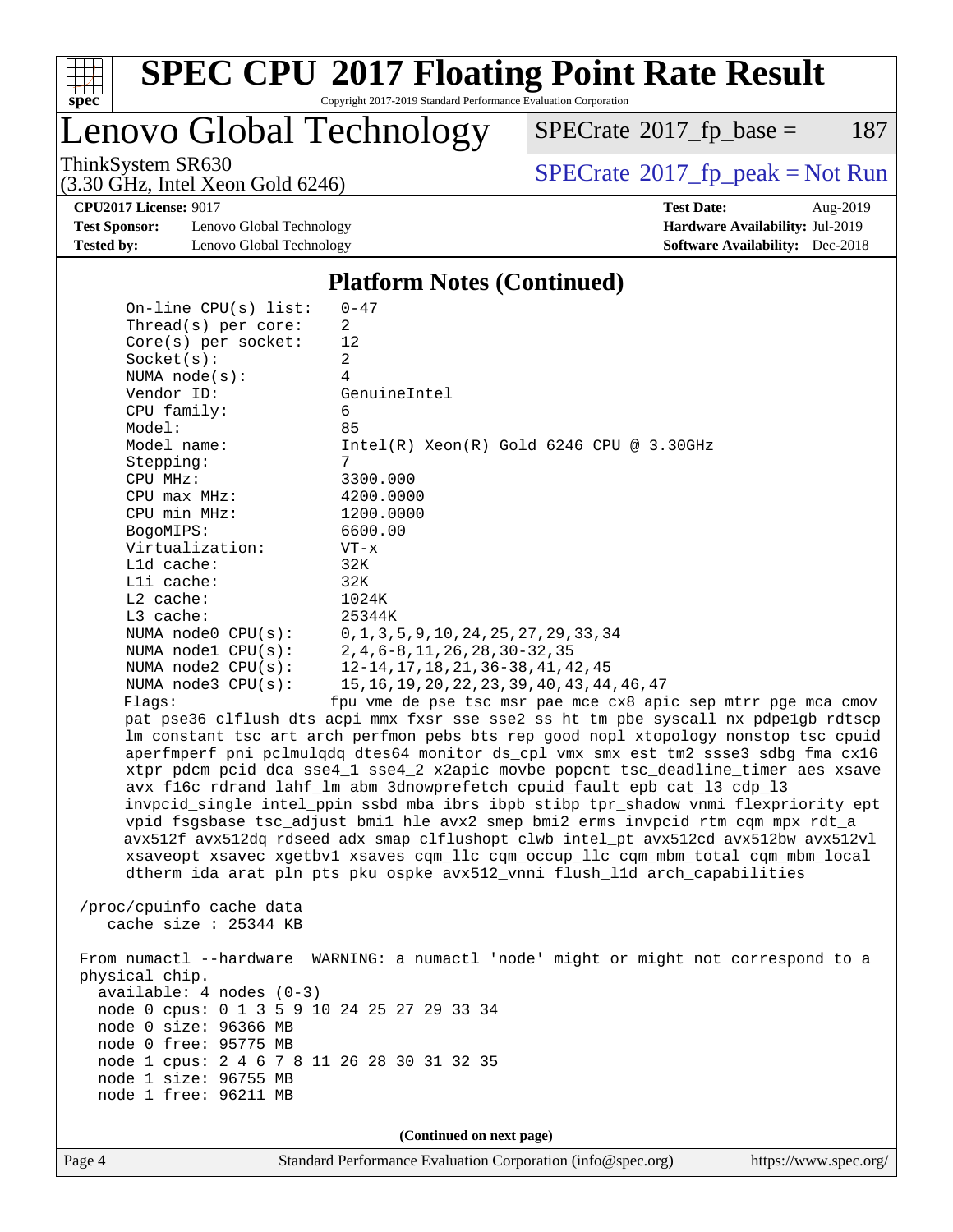## Platform Notes (Continued)

```
     On-line CPU(s) list:   0-47
     Thread(s) per core:    2
     Core(s) per socket:    12
     Socket(s):             2
     NUMA node(s):          4
     Vendor ID:             GenuineIntel
     CPU family:            6
     Model:                 85
     Model name:            Intel(R) Xeon(R) Gold 6246 CPU @ 3.30GHz
     Stepping:              7
     CPU MHz:               3300.000
     CPU max MHz:           4200.0000
     CPU min MHz:           1200.0000
     BogoMIPS:              6600.00
     Virtualization:        VT-x
     L1d cache:             32K
     L1i cache:             32K
     L2 cache:              1024K
     L3 cache:              25344K
     NUMA node0 CPU(s):     0,1,3,5,9,10,24,25,27,29,33,34
     NUMA node1 CPU(s):     2,4,6-8,11,26,28,30-32,35
     NUMA node2 CPU(s):     12-14,17,18,21,36-38,41,42,45
     NUMA node3 CPU(s):     15,16,19,20,22,23,39,40,43,44,46,47
     Flags:                 fpu vme de pse tsc msr pae mce cx8 apic sep mtrr pge mca cmov
     pat pse36 clflush dts acpi mmx fxsr sse sse2 ss ht tm pbe syscall nx pdpe1gb rdtscp
     lm constant_tsc art arch_perfmon pebs bts rep_good nopl xtopology nonstop_tsc cpuid
     aperfmperf pni pclmulqdq dtes64 monitor ds_cpl vmx smx est tm2 ssse3 sdbg fma cx16
     xtpr pdcm pcid dca sse4_1 sse4_2 x2apic movbe popcnt tsc_deadline_timer aes xsave
     avx f16c rdrand lahf_lm abm 3dnowprefetch cpuid_fault epb cat_l3 cdp_l3
     invpcid_single intel_ppin ssbd mba ibrs ibpb stibp tpr_shadow vnmi flexpriority ept
     vpid fsgsbase tsc_adjust bmi1 hle avx2 smep bmi2 erms invpcid rtm cqm mpx rdt_a
     avx512f avx512dq rdseed adx smap clflushopt clwb intel_pt avx512cd avx512bw avx512vl
     xsaveopt xsavec xgetbv1 xsaves cqm_llc cqm_occup_llc cqm_mbm_total cqm_mbm_local
     dtherm ida arat pln pts pku ospke avx512_vnni flush_l1d arch_capabilities

 /proc/cpuinfo cache data
    cache size : 25344 KB

 From numactl --hardware  WARNING: a numactl 'node' might or might not correspond to a
 physical chip.
   available: 4 nodes (0-3)
   node 0 cpus: 0 1 3 5 9 10 24 25 27 29 33 34
   node 0 size: 96366 MB
   node 0 free: 95775 MB
   node 1 cpus: 2 4 6 7 8 11 26 28 30 31 32 35
   node 1 size: 96755 MB
   node 1 free: 96211 MB
```

(Continued on next page)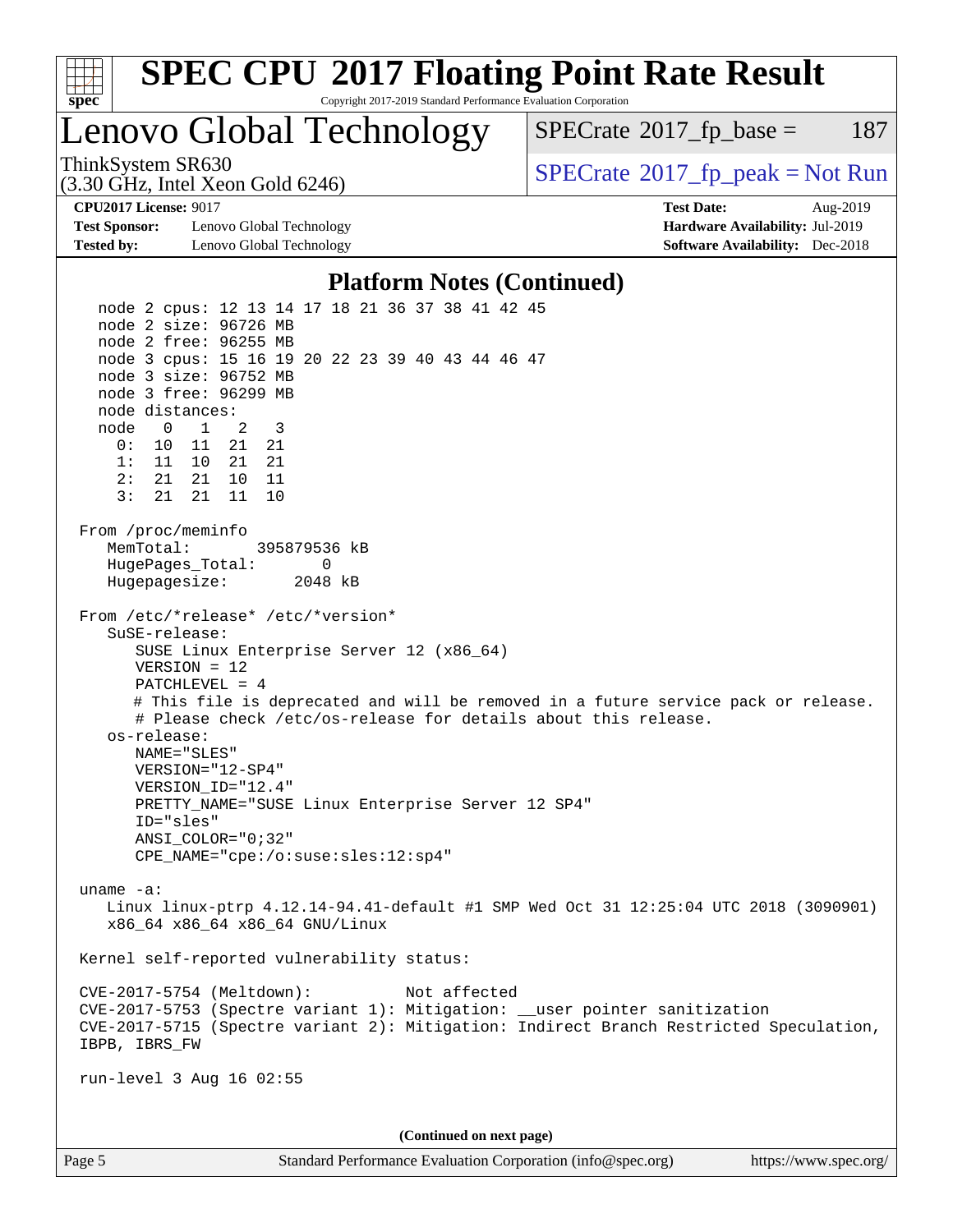# SPEC CPU 2017 Floating Point Rate Result

Copyright 2017-2019 Standard Performance Evaluation Corporation

## Lenovo Global Technology

ThinkSystem SR630
(3.30 GHz, Intel Xeon Gold 6246)

SPECrate 2017_fp_base = 187

SPECrate 2017_fp_peak = Not Run

**CPU2017 License:** 9017
**Test Sponsor:** Lenovo Global Technology
**Tested by:** Lenovo Global Technology

**Test Date:** Aug-2019
**Hardware Availability:** Jul-2019
**Software Availability:** Dec-2018

### Platform Notes (Continued)

```
    node 2 cpus: 12 13 14 17 18 21 36 37 38 41 42 45
    node 2 size: 96726 MB
    node 2 free: 96255 MB
    node 3 cpus: 15 16 19 20 22 23 39 40 43 44 46 47
    node 3 size: 96752 MB
    node 3 free: 96299 MB
    node distances:
    node   0   1   2   3
      0:  10  11  21  21
      1:  11  10  21  21
      2:  21  21  10  11
      3:  21  21  11  10

 From /proc/meminfo
    MemTotal:       395879536 kB
    HugePages_Total:       0
    Hugepagesize:       2048 kB

 From /etc/*release* /etc/*version*
    SuSE-release:
       SUSE Linux Enterprise Server 12 (x86_64)
       VERSION = 12
       PATCHLEVEL = 4
       # This file is deprecated and will be removed in a future service pack or release.
       # Please check /etc/os-release for details about this release.
    os-release:
       NAME="SLES"
       VERSION="12-SP4"
       VERSION_ID="12.4"
       PRETTY_NAME="SUSE Linux Enterprise Server 12 SP4"
       ID="sles"
       ANSI_COLOR="0;32"
       CPE_NAME="cpe:/o:suse:sles:12:sp4"

 uname -a:
    Linux linux-ptrp 4.12.14-94.41-default #1 SMP Wed Oct 31 12:25:04 UTC 2018 (3090901)
    x86_64 x86_64 x86_64 GNU/Linux

 Kernel self-reported vulnerability status:

 CVE-2017-5754 (Meltdown):          Not affected
 CVE-2017-5753 (Spectre variant 1): Mitigation: __user pointer sanitization
 CVE-2017-5715 (Spectre variant 2): Mitigation: Indirect Branch Restricted Speculation,
 IBPB, IBRS_FW

 run-level 3 Aug 16 02:55
```

(Continued on next page)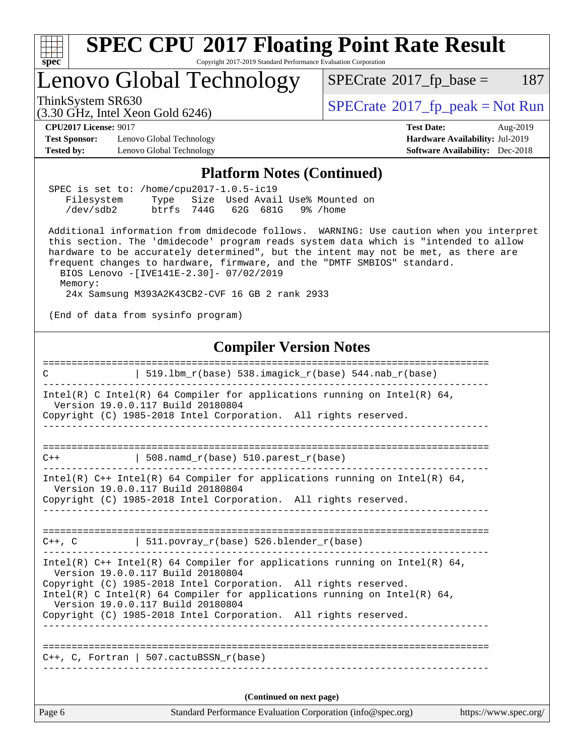# SPEC CPU 2017 Floating Point Rate Result

Copyright 2017-2019 Standard Performance Evaluation Corporation

# Lenovo Global Technology

ThinkSystem SR630
(3.30 GHz, Intel Xeon Gold 6246)

SPECrate 2017_fp_base = 187

SPECrate 2017_fp_peak = Not Run

**CPU2017 License:** 9017
**Test Sponsor:** Lenovo Global Technology
**Tested by:** Lenovo Global Technology

**Test Date:** Aug-2019
**Hardware Availability:** Jul-2019
**Software Availability:** Dec-2018

## Platform Notes (Continued)

```
 SPEC is set to: /home/cpu2017-1.0.5-ic19
    Filesystem     Type   Size  Used Avail Use% Mounted on
    /dev/sdb2      btrfs  744G   62G  681G   9% /home

 Additional information from dmidecode follows.  WARNING: Use caution when you interpret
 this section. The 'dmidecode' program reads system data which is "intended to allow
 hardware to be accurately determined", but the intent may not be met, as there are
 frequent changes to hardware, firmware, and the "DMTF SMBIOS" standard.
   BIOS Lenovo -[IVE141E-2.30]- 07/02/2019
   Memory:
    24x Samsung M393A2K43CB2-CVF 16 GB 2 rank 2933

 (End of data from sysinfo program)
```

## Compiler Version Notes

```
==============================================================================
C               | 519.lbm_r(base) 538.imagick_r(base) 544.nab_r(base)
------------------------------------------------------------------------------
Intel(R) C Intel(R) 64 Compiler for applications running on Intel(R) 64,
  Version 19.0.0.117 Build 20180804
Copyright (C) 1985-2018 Intel Corporation.  All rights reserved.
------------------------------------------------------------------------------

==============================================================================
C++             | 508.namd_r(base) 510.parest_r(base)
------------------------------------------------------------------------------
Intel(R) C++ Intel(R) 64 Compiler for applications running on Intel(R) 64,
  Version 19.0.0.117 Build 20180804
Copyright (C) 1985-2018 Intel Corporation.  All rights reserved.
------------------------------------------------------------------------------

==============================================================================
C++, C          | 511.povray_r(base) 526.blender_r(base)
------------------------------------------------------------------------------
Intel(R) C++ Intel(R) 64 Compiler for applications running on Intel(R) 64,
  Version 19.0.0.117 Build 20180804
Copyright (C) 1985-2018 Intel Corporation.  All rights reserved.
Intel(R) C Intel(R) 64 Compiler for applications running on Intel(R) 64,
  Version 19.0.0.117 Build 20180804
Copyright (C) 1985-2018 Intel Corporation.  All rights reserved.
------------------------------------------------------------------------------

==============================================================================
C++, C, Fortran | 507.cactuBSSN_r(base)
------------------------------------------------------------------------------
```

**(Continued on next page)**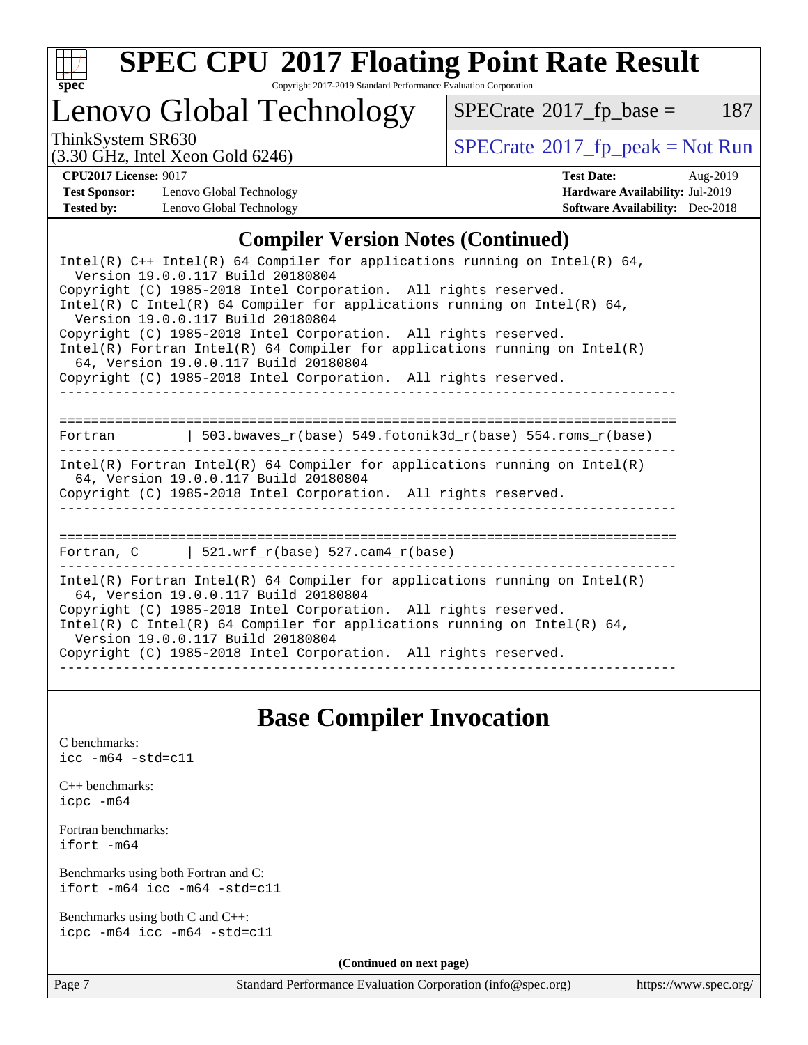## Compiler Version Notes (Continued)

```
Intel(R) C++ Intel(R) 64 Compiler for applications running on Intel(R) 64,
  Version 19.0.0.117 Build 20180804
Copyright (C) 1985-2018 Intel Corporation.  All rights reserved.
Intel(R) C Intel(R) 64 Compiler for applications running on Intel(R) 64,
  Version 19.0.0.117 Build 20180804
Copyright (C) 1985-2018 Intel Corporation.  All rights reserved.
Intel(R) Fortran Intel(R) 64 Compiler for applications running on Intel(R)
  64, Version 19.0.0.117 Build 20180804
Copyright (C) 1985-2018 Intel Corporation.  All rights reserved.
------------------------------------------------------------------------------

==============================================================================
Fortran         | 503.bwaves_r(base) 549.fotonik3d_r(base) 554.roms_r(base)
------------------------------------------------------------------------------
Intel(R) Fortran Intel(R) 64 Compiler for applications running on Intel(R)
  64, Version 19.0.0.117 Build 20180804
Copyright (C) 1985-2018 Intel Corporation.  All rights reserved.
------------------------------------------------------------------------------

==============================================================================
Fortran, C      | 521.wrf_r(base) 527.cam4_r(base)
------------------------------------------------------------------------------
Intel(R) Fortran Intel(R) 64 Compiler for applications running on Intel(R)
  64, Version 19.0.0.117 Build 20180804
Copyright (C) 1985-2018 Intel Corporation.  All rights reserved.
Intel(R) C Intel(R) 64 Compiler for applications running on Intel(R) 64,
  Version 19.0.0.117 Build 20180804
Copyright (C) 1985-2018 Intel Corporation.  All rights reserved.
------------------------------------------------------------------------------
```

## Base Compiler Invocation

C benchmarks:
`icc -m64 -std=c11`

C++ benchmarks:
`icpc -m64`

Fortran benchmarks:
`ifort -m64`

Benchmarks using both Fortran and C:
`ifort -m64 icc -m64 -std=c11`

Benchmarks using both C and C++:
`icpc -m64 icc -m64 -std=c11`

**(Continued on next page)**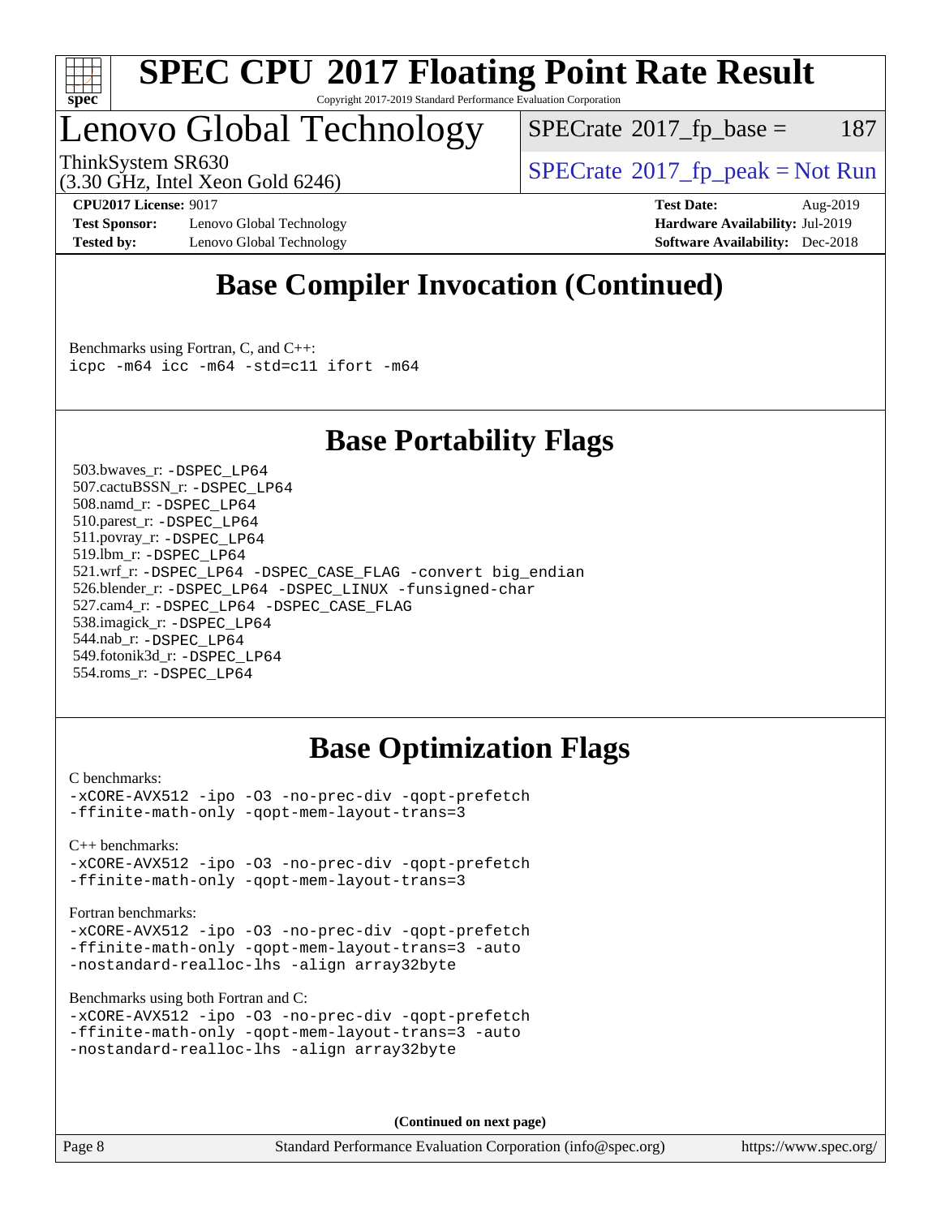# Base Compiler Invocation (Continued)

Benchmarks using Fortran, C, and C++:

```
icpc -m64 icc -m64 -std=c11 ifort -m64
```

# Base Portability Flags

503.bwaves_r: `-DSPEC_LP64`
507.cactuBSSN_r: `-DSPEC_LP64`
508.namd_r: `-DSPEC_LP64`
510.parest_r: `-DSPEC_LP64`
511.povray_r: `-DSPEC_LP64`
519.lbm_r: `-DSPEC_LP64`
521.wrf_r: `-DSPEC_LP64 -DSPEC_CASE_FLAG -convert big_endian`
526.blender_r: `-DSPEC_LP64 -DSPEC_LINUX -funsigned-char`
527.cam4_r: `-DSPEC_LP64 -DSPEC_CASE_FLAG`
538.imagick_r: `-DSPEC_LP64`
544.nab_r: `-DSPEC_LP64`
549.fotonik3d_r: `-DSPEC_LP64`
554.roms_r: `-DSPEC_LP64`

# Base Optimization Flags

C benchmarks:

```
-xCORE-AVX512 -ipo -O3 -no-prec-div -qopt-prefetch
-ffinite-math-only -qopt-mem-layout-trans=3
```

C++ benchmarks:

```
-xCORE-AVX512 -ipo -O3 -no-prec-div -qopt-prefetch
-ffinite-math-only -qopt-mem-layout-trans=3
```

Fortran benchmarks:

```
-xCORE-AVX512 -ipo -O3 -no-prec-div -qopt-prefetch
-ffinite-math-only -qopt-mem-layout-trans=3 -auto
-nostandard-realloc-lhs -align array32byte
```

Benchmarks using both Fortran and C:

```
-xCORE-AVX512 -ipo -O3 -no-prec-div -qopt-prefetch
-ffinite-math-only -qopt-mem-layout-trans=3 -auto
-nostandard-realloc-lhs -align array32byte
```

**(Continued on next page)**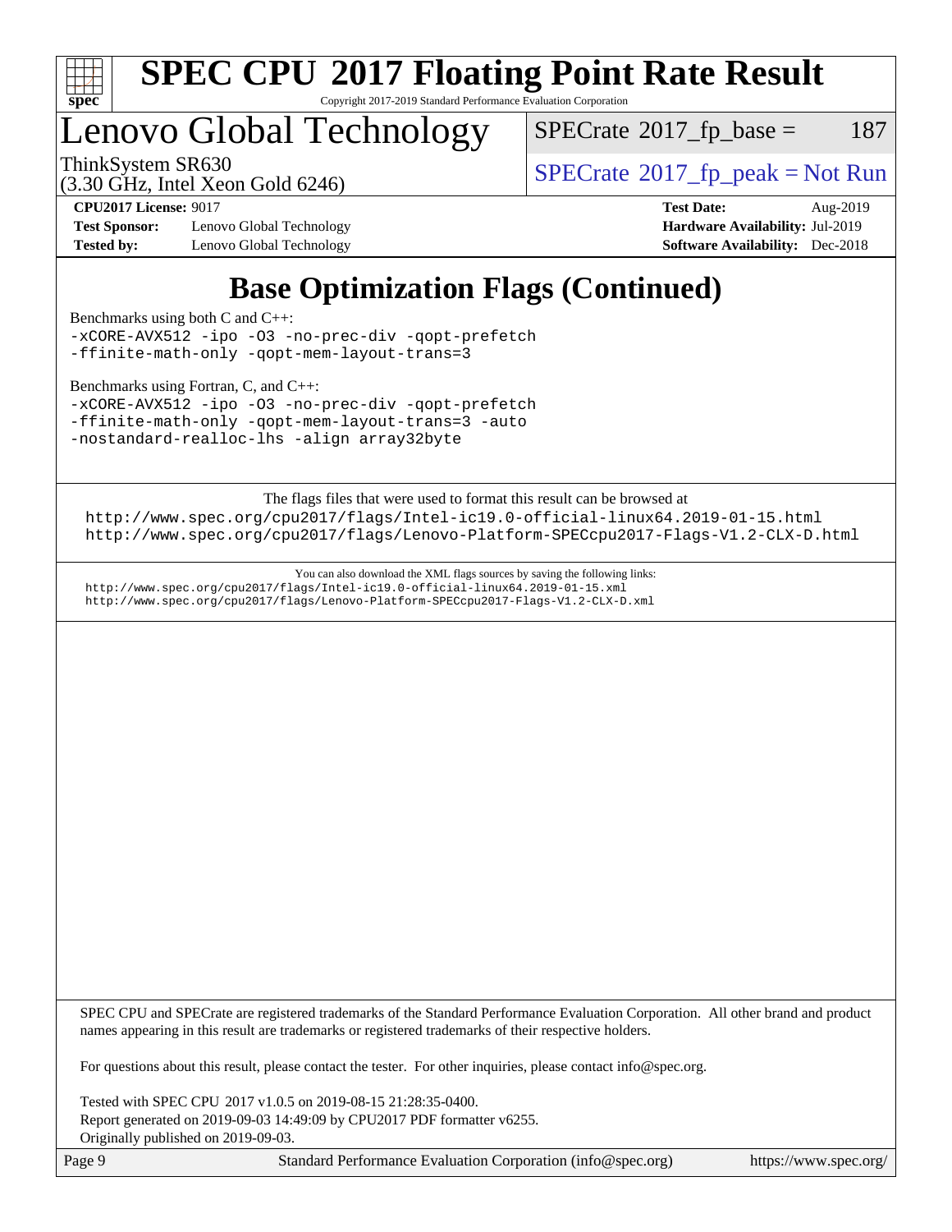# Base Optimization Flags (Continued)

Benchmarks using both C and C++:

```
-xCORE-AVX512 -ipo -O3 -no-prec-div -qopt-prefetch
-ffinite-math-only -qopt-mem-layout-trans=3
```

Benchmarks using Fortran, C, and C++:

```
-xCORE-AVX512 -ipo -O3 -no-prec-div -qopt-prefetch
-ffinite-math-only -qopt-mem-layout-trans=3 -auto
-nostandard-realloc-lhs -align array32byte
```

The flags files that were used to format this result can be browsed at

http://www.spec.org/cpu2017/flags/Intel-ic19.0-official-linux64.2019-01-15.html
http://www.spec.org/cpu2017/flags/Lenovo-Platform-SPECcpu2017-Flags-V1.2-CLX-D.html

You can also download the XML flags sources by saving the following links:

http://www.spec.org/cpu2017/flags/Intel-ic19.0-official-linux64.2019-01-15.xml
http://www.spec.org/cpu2017/flags/Lenovo-Platform-SPECcpu2017-Flags-V1.2-CLX-D.xml

SPEC CPU and SPECrate are registered trademarks of the Standard Performance Evaluation Corporation. All other brand and product names appearing in this result are trademarks or registered trademarks of their respective holders.

For questions about this result, please contact the tester. For other inquiries, please contact info@spec.org.

Tested with SPEC CPU 2017 v1.0.5 on 2019-08-15 21:28:35-0400.
Report generated on 2019-09-03 14:49:09 by CPU2017 PDF formatter v6255.
Originally published on 2019-09-03.